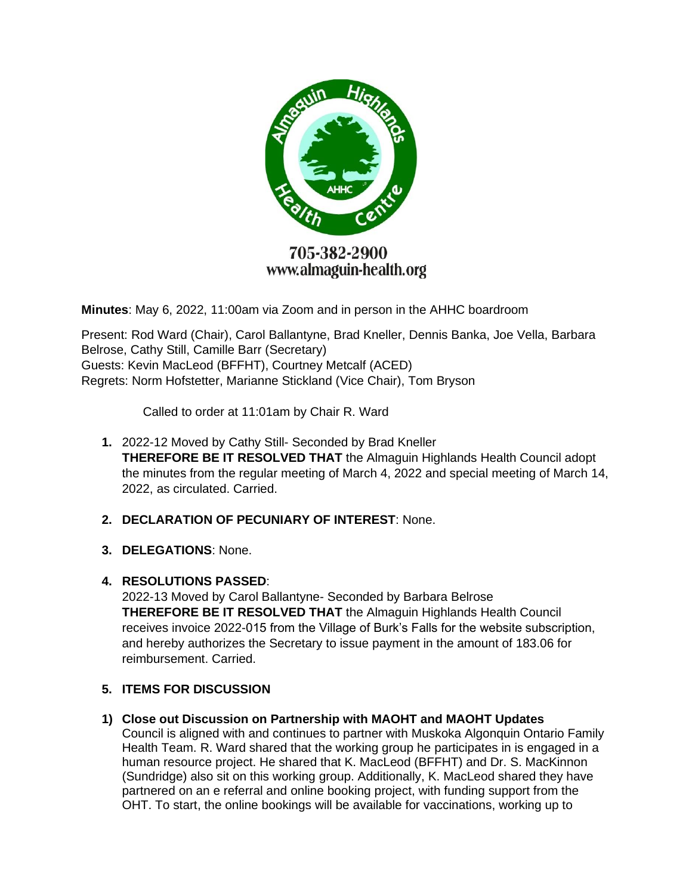705-382-2900
www.almaguin-health.org

**Minutes**: May 6, 2022, 11:00am via Zoom and in person in the AHHC boardroom

Present: Rod Ward (Chair), Carol Ballantyne, Brad Kneller, Dennis Banka, Joe Vella, Barbara Belrose, Cathy Still, Camille Barr (Secretary)
Guests: Kevin MacLeod (BFFHT), Courtney Metcalf (ACED)
Regrets: Norm Hofstetter, Marianne Stickland (Vice Chair), Tom Bryson

Called to order at 11:01am by Chair R. Ward

1. 2022-12 Moved by Cathy Still- Seconded by Brad Kneller
   **THEREFORE BE IT RESOLVED THAT** the Almaguin Highlands Health Council adopt the minutes from the regular meeting of March 4, 2022 and special meeting of March 14, 2022, as circulated. Carried.

2. **DECLARATION OF PECUNIARY OF INTEREST**: None.

3. **DELEGATIONS**: None.

4. **RESOLUTIONS PASSED**:
   2022-13 Moved by Carol Ballantyne- Seconded by Barbara Belrose
   **THEREFORE BE IT RESOLVED THAT** the Almaguin Highlands Health Council receives invoice 2022-015 from the Village of Burk's Falls for the website subscription, and hereby authorizes the Secretary to issue payment in the amount of 183.06 for reimbursement. Carried.

5. **ITEMS FOR DISCUSSION**

**1) Close out Discussion on Partnership with MAOHT and MAOHT Updates**
Council is aligned with and continues to partner with Muskoka Algonquin Ontario Family Health Team. R. Ward shared that the working group he participates in is engaged in a human resource project. He shared that K. MacLeod (BFFHT) and Dr. S. MacKinnon (Sundridge) also sit on this working group. Additionally, K. MacLeod shared they have partnered on an e referral and online booking project, with funding support from the OHT. To start, the online bookings will be available for vaccinations, working up to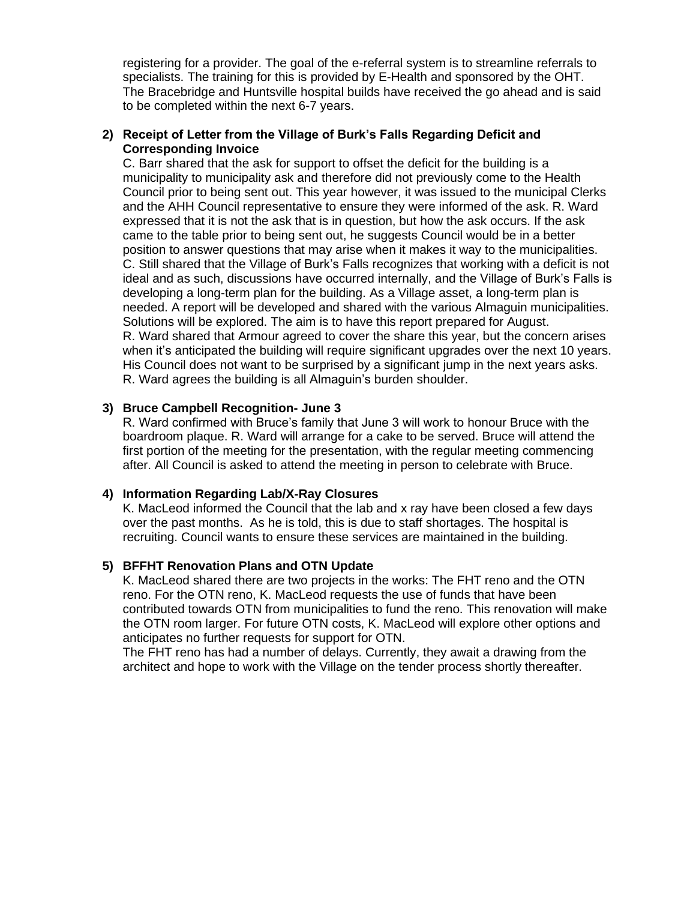registering for a provider. The goal of the e-referral system is to streamline referrals to specialists. The training for this is provided by E-Health and sponsored by the OHT. The Bracebridge and Huntsville hospital builds have received the go ahead and is said to be completed within the next 6-7 years.

**2) Receipt of Letter from the Village of Burk's Falls Regarding Deficit and Corresponding Invoice**

C. Barr shared that the ask for support to offset the deficit for the building is a municipality to municipality ask and therefore did not previously come to the Health Council prior to being sent out. This year however, it was issued to the municipal Clerks and the AHH Council representative to ensure they were informed of the ask. R. Ward expressed that it is not the ask that is in question, but how the ask occurs. If the ask came to the table prior to being sent out, he suggests Council would be in a better position to answer questions that may arise when it makes it way to the municipalities. C. Still shared that the Village of Burk's Falls recognizes that working with a deficit is not ideal and as such, discussions have occurred internally, and the Village of Burk's Falls is developing a long-term plan for the building. As a Village asset, a long-term plan is needed. A report will be developed and shared with the various Almaguin municipalities. Solutions will be explored. The aim is to have this report prepared for August.
R. Ward shared that Armour agreed to cover the share this year, but the concern arises when it's anticipated the building will require significant upgrades over the next 10 years. His Council does not want to be surprised by a significant jump in the next years asks. R. Ward agrees the building is all Almaguin's burden shoulder.

**3) Bruce Campbell Recognition- June 3**

R. Ward confirmed with Bruce's family that June 3 will work to honour Bruce with the boardroom plaque. R. Ward will arrange for a cake to be served. Bruce will attend the first portion of the meeting for the presentation, with the regular meeting commencing after. All Council is asked to attend the meeting in person to celebrate with Bruce.

**4) Information Regarding Lab/X-Ray Closures**

K. MacLeod informed the Council that the lab and x ray have been closed a few days over the past months. As he is told, this is due to staff shortages. The hospital is recruiting. Council wants to ensure these services are maintained in the building.

**5) BFFHT Renovation Plans and OTN Update**

K. MacLeod shared there are two projects in the works: The FHT reno and the OTN reno. For the OTN reno, K. MacLeod requests the use of funds that have been contributed towards OTN from municipalities to fund the reno. This renovation will make the OTN room larger. For future OTN costs, K. MacLeod will explore other options and anticipates no further requests for support for OTN.
The FHT reno has had a number of delays. Currently, they await a drawing from the architect and hope to work with the Village on the tender process shortly thereafter.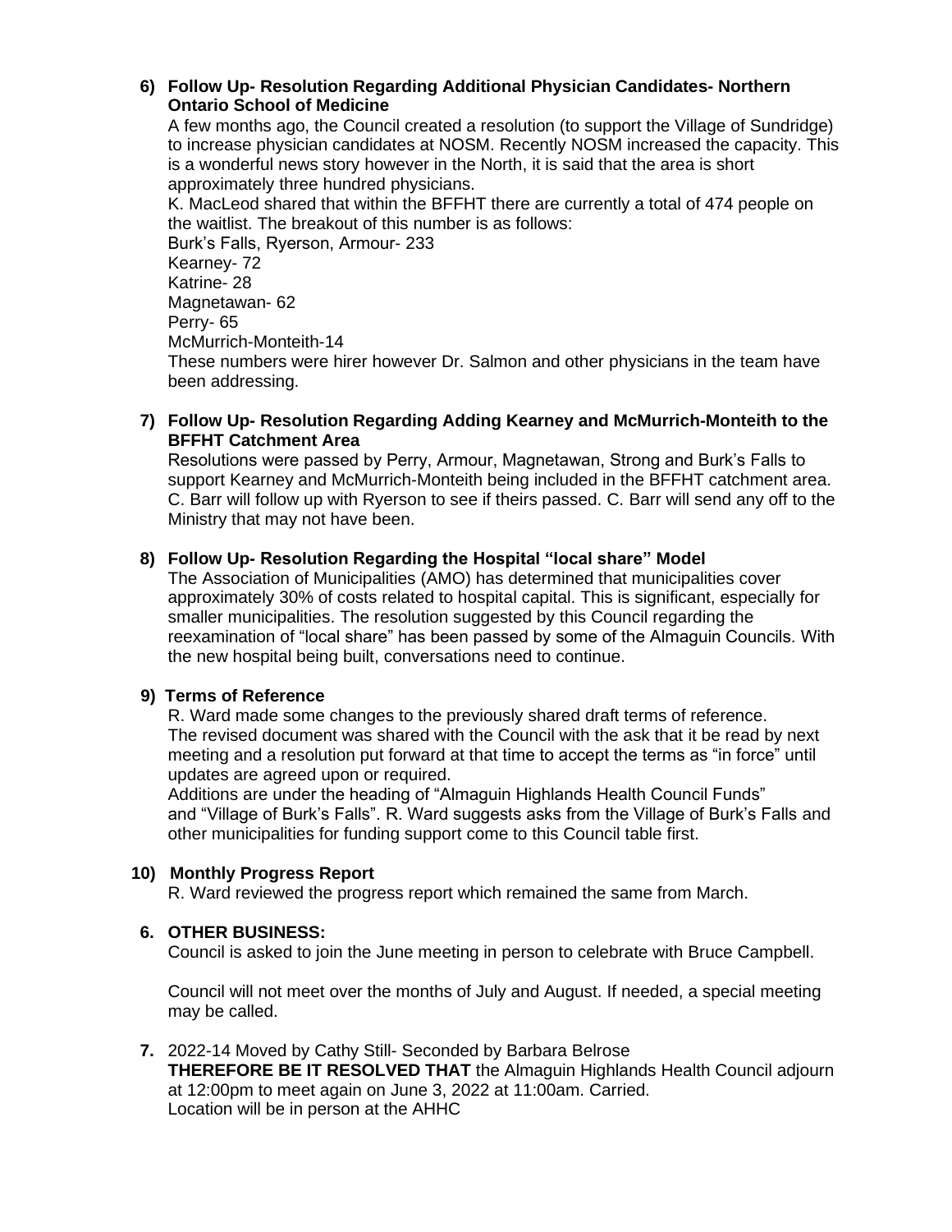**6) Follow Up- Resolution Regarding Additional Physician Candidates- Northern Ontario School of Medicine**

A few months ago, the Council created a resolution (to support the Village of Sundridge) to increase physician candidates at NOSM. Recently NOSM increased the capacity. This is a wonderful news story however in the North, it is said that the area is short approximately three hundred physicians.

K. MacLeod shared that within the BFFHT there are currently a total of 474 people on the waitlist. The breakout of this number is as follows:

Burk's Falls, Ryerson, Armour- 233
Kearney- 72
Katrine- 28
Magnetawan- 62
Perry- 65
McMurrich-Monteith-14

These numbers were hirer however Dr. Salmon and other physicians in the team have been addressing.

**7) Follow Up- Resolution Regarding Adding Kearney and McMurrich-Monteith to the BFFHT Catchment Area**

Resolutions were passed by Perry, Armour, Magnetawan, Strong and Burk's Falls to support Kearney and McMurrich-Monteith being included in the BFFHT catchment area. C. Barr will follow up with Ryerson to see if theirs passed. C. Barr will send any off to the Ministry that may not have been.

**8) Follow Up- Resolution Regarding the Hospital "local share" Model**

The Association of Municipalities (AMO) has determined that municipalities cover approximately 30% of costs related to hospital capital. This is significant, especially for smaller municipalities. The resolution suggested by this Council regarding the reexamination of "local share" has been passed by some of the Almaguin Councils. With the new hospital being built, conversations need to continue.

**9) Terms of Reference**

R. Ward made some changes to the previously shared draft terms of reference. The revised document was shared with the Council with the ask that it be read by next meeting and a resolution put forward at that time to accept the terms as "in force" until updates are agreed upon or required.

Additions are under the heading of "Almaguin Highlands Health Council Funds" and "Village of Burk's Falls". R. Ward suggests asks from the Village of Burk's Falls and other municipalities for funding support come to this Council table first.

**10) Monthly Progress Report**

R. Ward reviewed the progress report which remained the same from March.

**6. OTHER BUSINESS:**

Council is asked to join the June meeting in person to celebrate with Bruce Campbell.

Council will not meet over the months of July and August. If needed, a special meeting may be called.

**7.** 2022-14 Moved by Cathy Still- Seconded by Barbara Belrose
**THEREFORE BE IT RESOLVED THAT** the Almaguin Highlands Health Council adjourn at 12:00pm to meet again on June 3, 2022 at 11:00am. Carried.
Location will be in person at the AHHC